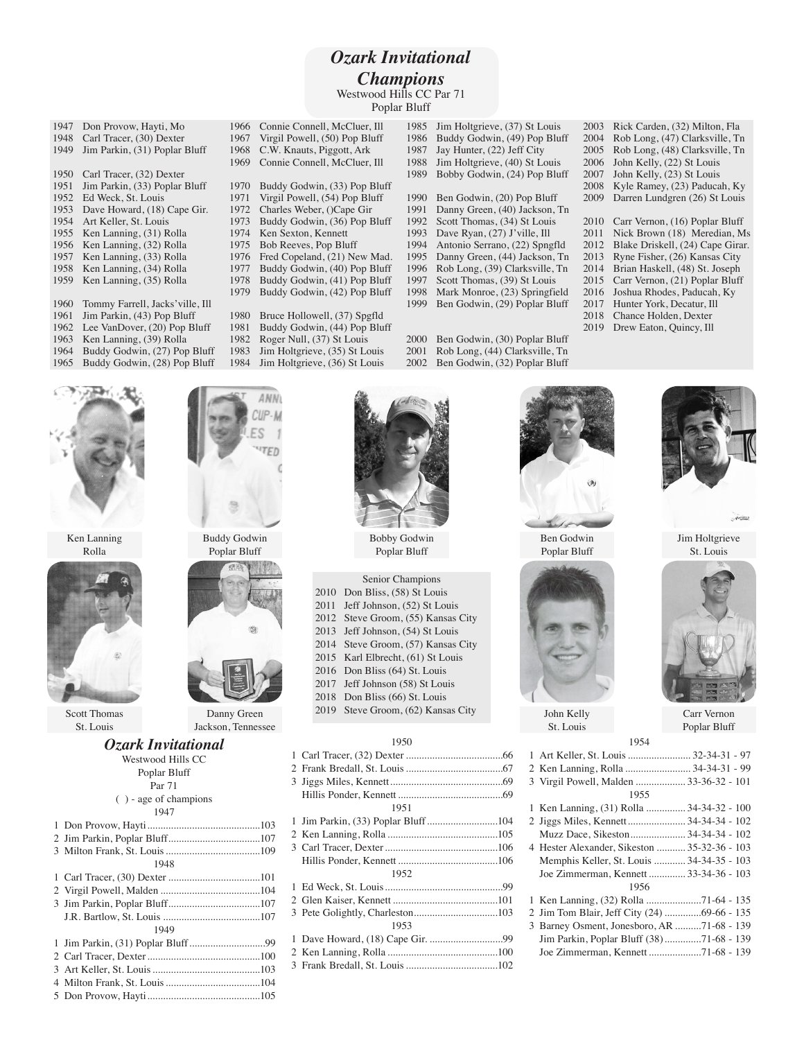# *Ozark Invitational Champions*

Westwood Hills CC Par 71
Poplar Bluff

1947 Don Provow, Hayti, Mo
1948 Carl Tracer, (30) Dexter
1949 Jim Parkin, (31) Poplar Bluff

1950 Carl Tracer, (32) Dexter
1951 Jim Parkin, (33) Poplar Bluff
1952 Ed Weck, St. Louis
1953 Dave Howard, (18) Cape Gir.
1954 Art Keller, St. Louis
1955 Ken Lanning, (31) Rolla
1956 Ken Lanning, (32) Rolla
1957 Ken Lanning, (33) Rolla
1958 Ken Lanning, (34) Rolla
1959 Ken Lanning, (35) Rolla

1960 Tommy Farrell, Jacks'ville, Ill
1961 Jim Parkin, (43) Pop Bluff
1962 Lee VanDover, (20) Pop Bluff
1963 Ken Lanning, (39) Rolla
1964 Buddy Godwin, (27) Pop Bluff
1965 Buddy Godwin, (28) Pop Bluff
1966 Connie Connell, McCluer, Ill
1967 Virgil Powell, (50) Pop Bluff
1968 C.W. Knauts, Piggott, Ark
1969 Connie Connell, McCluer, Ill

1970 Buddy Godwin, (33) Pop Bluff
1971 Virgil Powell, (54) Pop Bluff
1972 Charles Weber, ()Cape Gir
1973 Buddy Godwin, (36) Pop Bluff
1974 Ken Sexton, Kennett
1975 Bob Reeves, Pop Bluff
1976 Fred Copeland, (21) New Mad.
1977 Buddy Godwin, (40) Pop Bluff
1978 Buddy Godwin, (41) Pop Bluff
1979 Buddy Godwin, (42) Pop Bluff

1980 Bruce Hollowell, (37) Spgfld
1981 Buddy Godwin, (44) Pop Bluff
1982 Roger Null, (37) St Louis
1983 Jim Holtgrieve, (35) St Louis
1984 Jim Holtgrieve, (36) St Louis
1985 Jim Holtgrieve, (37) St Louis
1986 Buddy Godwin, (49) Pop Bluff
1987 Jay Hunter, (22) Jeff City
1988 Jim Holtgrieve, (40) St Louis
1989 Bobby Godwin, (24) Pop Bluff

1990 Ben Godwin, (20) Pop Bluff
1991 Danny Green, (40) Jackson, Tn
1992 Scott Thomas, (34) St Louis
1993 Dave Ryan, (27) J'ville, Ill
1994 Antonio Serrano, (22) Spngfld
1995 Danny Green, (44) Jackson, Tn
1996 Rob Long, (39) Clarksville, Tn
1997 Scott Thomas, (39) St Louis
1998 Mark Monroe, (23) Springfield
1999 Ben Godwin, (29) Poplar Bluff

2000 Ben Godwin, (30) Poplar Bluff
2001 Rob Long, (44) Clarksville, Tn
2002 Ben Godwin, (32) Poplar Bluff
2003 Rick Carden, (32) Milton, Fla
2004 Rob Long, (47) Clarksville, Tn
2005 Rob Long, (48) Clarksville, Tn
2006 John Kelly, (22) St Louis
2007 John Kelly, (23) St Louis
2008 Kyle Ramey, (23) Paducah, Ky
2009 Darren Lundgren (26) St Louis

2010 Carr Vernon, (16) Poplar Bluff
2011 Nick Brown (18) Meredian, Ms
2012 Blake Driskell, (24) Cape Girar.
2013 Ryne Fisher, (26) Kansas City
2014 Brian Haskell, (48) St. Joseph
2015 Carr Vernon, (21) Poplar Bluff
2016 Joshua Rhodes, Paducah, Ky
2017 Hunter York, Decatur, Ill
2018 Chance Holden, Dexter
2019 Drew Eaton, Quincy, Ill

Ken Lanning
Rolla

Buddy Godwin
Poplar Bluff

Bobby Godwin
Poplar Bluff

Ben Godwin
Poplar Bluff

Jim Holtgrieve
St. Louis

Scott Thomas
St. Louis

Danny Green
Jackson, Tennessee

John Kelly
St. Louis

Carr Vernon
Poplar Bluff

Senior Champions

2010 Don Bliss, (58) St Louis
2011 Jeff Johnson, (52) St Louis
2012 Steve Groom, (55) Kansas City
2013 Jeff Johnson, (54) St Louis
2014 Steve Groom, (57) Kansas City
2015 Karl Elbrecht, (61) St Louis
2016 Don Bliss (64) St. Louis
2017 Jeff Johnson (58) St Louis
2018 Don Bliss (66) St. Louis
2019 Steve Groom, (62) Kansas City

## *Ozark Invitational*

Westwood Hills CC
Poplar Bluff
Par 71
( ) - age of champions

1947
1 Don Provow, Hayti ... 103
2 Jim Parkin, Poplar Bluff ... 107
3 Milton Frank, St. Louis ... 109

1948
1 Carl Tracer, (30) Dexter ... 101
2 Virgil Powell, Malden ... 104
3 Jim Parkin, Poplar Bluff ... 107
J.R. Bartlow, St. Louis ... 107

1949
1 Jim Parkin, (31) Poplar Bluff ... 99
2 Carl Tracer, Dexter ... 100
3 Art Keller, St. Louis ... 103
4 Milton Frank, St. Louis ... 104
5 Don Provow, Hayti ... 105

1950
1 Carl Tracer, (32) Dexter ... 66
2 Frank Bredall, St. Louis ... 67
3 Jiggs Miles, Kennett ... 69
Hillis Ponder, Kennett ... 69

1951
1 Jim Parkin, (33) Poplar Bluff ... 104
2 Ken Lanning, Rolla ... 105
3 Carl Tracer, Dexter ... 106
Hillis Ponder, Kennett ... 106

1952
1 Ed Weck, St. Louis ... 99
2 Glen Kaiser, Kennett ... 101
3 Pete Golightly, Charleston ... 103

1953
1 Dave Howard, (18) Cape Gir. ... 99
2 Ken Lanning, Rolla ... 100
3 Frank Bredall, St. Louis ... 102

1954
1 Art Keller, St. Louis ... 32-34-31 - 97
2 Ken Lanning, Rolla ... 34-34-31 - 99
3 Virgil Powell, Malden ... 33-36-32 - 101

1955
1 Ken Lanning, (31) Rolla ... 34-34-32 - 100
2 Jiggs Miles, Kennett ... 34-34-34 - 102
Muzz Dace, Sikeston ... 34-34-34 - 102
4 Hester Alexander, Sikeston ... 35-32-36 - 103
Memphis Keller, St. Louis ... 34-34-35 - 103
Joe Zimmerman, Kennett ... 33-34-36 - 103

1956
1 Ken Lanning, (32) Rolla ... 71-64 - 135
2 Jim Tom Blair, Jeff City (24) ... 69-66 - 135
3 Barney Osment, Jonesboro, AR ... 71-68 - 139
Jim Parkin, Poplar Bluff (38) ... 71-68 - 139
Joe Zimmerman, Kennett ... 71-68 - 139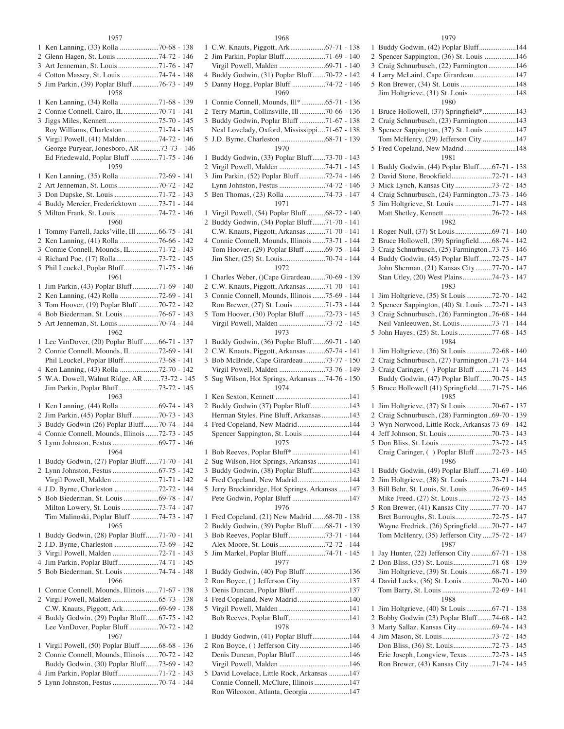### 1957

1 Ken Lanning, (33) Rolla .....................70-68 - 138
2 Glenn Hagen, St. Louis .......................74-72 - 146
3 Art Jenneman, St. Louis ......................71-76 - 147
4 Cotton Massey, St. Louis ....................74-74 - 148
5 Jim Parkin, (39) Poplar Bluff ..............76-73 - 149

### 1958

1 Ken Lanning, (34) Rolla .....................71-68 - 139
2 Connie Connell, Cairo, IL ...................70-71 - 141
3 Jiggs Miles, Kennett ............................75-70 - 145
Roy Williams, Charleston ...................71-74 - 145
5 Virgil Powell, (41) Malden..................74-72 - 146
George Puryear, Jonesboro, AR ...........73-73 - 146
Ed Friedewald, Poplar Bluff ...............71-75 - 146

### 1959

1 Ken Lanning, (35) Rolla .....................72-69 - 141
2 Art Jenneman, St. Louis ......................70-72 - 142
3 Don Dupske, St. Louis ........................71-72 - 143
4 Buddy Mercier, Fredericktown ...........73-71 - 144
5 Milton Frank, St. Louis .......................74-72 - 146

### 1960

1 Tommy Farrell, Jacks'ville, Ill ............66-75 - 141
2 Ken Lanning, (41) Rolla .....................76-66 - 142
3 Connie Connell, Mounds, IL................71-72 - 143
4 Richard Poe, (17) Rolla.......................73-72 - 145
5 Phil Leuckel, Poplar Bluff...................71-75 - 146

### 1961

1 Jim Parkin, (43) Poplar Bluff ..............71-69 - 140
2 Ken Lanning, (42) Rolla .....................72-69 - 141
3 Tom Hoover, (19) Poplar Bluff ...........70-72 - 142
4 Bob Biederman, St. Louis ...................76-67 - 143
5 Art Jenneman, St. Louis ......................70-74 - 144

### 1962

1 Lee VanDover, (20) Poplar Bluff ........66-71 - 137
2 Connie Connell, Mounds, IL................72-69 - 141
Phil Leuckel, Poplar Bluff...................73-68 - 141
4 Ken Lanning, (43) Rolla .....................72-70 - 142
5 W.A. Dowell, Walnut Ridge, AR .........73-72 - 145
Jim Parkin, Poplar Bluff......................73-72 - 145

### 1963

1 Ken Lanning, (44) Rolla .....................69-74 - 143
2 Jim Parkin, (45) Poplar Bluff ..............70-73 - 143
3 Buddy Godwin (26) Poplar Bluff........70-74 - 144
4 Connie Connell, Mounds, Illinois .......72-73 - 145
5 Lynn Johnston, Festus .........................69-77 - 146

### 1964

1 Buddy Godwin, (27) Poplar Bluff.......71-70 - 141
2 Lynn Johnston, Festus .........................67-75 - 142
Virgil Powell, Malden .........................71-71 - 142
4 J.D. Byrne, Charleston ........................72-72 - 144
5 Bob Biederman, St. Louis ...................69-78 - 147
Milton Lowery, St. Louis ....................73-74 - 147
Tim Malinoski, Poplar Bluff ...............74-73 - 147

### 1965

1 Buddy Godwin, (28) Poplar Bluff.......71-70 - 141
2 J.D. Byrne, Charleston ........................73-69 - 142
3 Virgil Powell, Malden .........................72-71 - 143
4 Jim Parkin, Poplar Bluff......................74-71 - 145
5 Bob Biederman, St. Louis ...................74-74 - 148

### 1966

1 Connie Connell, Mounds, Illinois .......71-67 - 138
2 Virgil Powell, Malden .........................65-73 - 138
C.W. Knauts, Piggott, Ark...................69-69 - 138
4 Buddy Godwin, (29) Poplar Bluff.......67-75 - 142
Lee VanDover, Poplar Bluff ................70-72 - 142

### 1967

1 Virgil Powell, (50) Poplar Bluff ..........68-68 - 136
2 Connie Connell, Mounds, Illinois .......70-72 - 142
Buddy Godwin, (30) Poplar Bluff.......73-69 - 142
4 Jim Parkin, Poplar Bluff......................71-72 - 143
5 Lynn Johnston, Festus .........................70-74 - 144

### 1968

1 C.W. Knauts, Piggott, Ark ...................67-71 - 138
2 Jim Parkin, Poplar Bluff......................71-69 - 140
Virgil Powell, Malden .........................69-71 - 140
4 Buddy Godwin, (31) Poplar Bluff.......70-72 - 142
5 Danny Hogg, Poplar Bluff ..................74-72 - 146

### 1969

1 Connie Connell, Mounds, Ill* .............65-71 - 136
2 Terry Martin, Collinsville, Ill ..............70-66 - 136
3 Buddy Godwin, Poplar Bluff ..............71-67 - 138
Neal Lovelady, Oxford, Mississippi....71-67 - 138
5 J.D. Byrne, Charleston ........................68-71 - 139

### 1970

1 Buddy Godwin, (33) Poplar Bluff.......73-70 - 143
2 Virgil Powell, Malden .........................74-71 - 145
3 Jim Parkin, (52) Poplar Bluff ..............72-74 - 146
Lynn Johnston, Festus .........................74-72 - 146
5 Ben Thomas, (23) Rolla ......................74-73 - 147

### 1971

1 Virgil Powell, (54) Poplar Bluff..........68-72 - 140
2 Buddy Godwin, (34) Poplar Bluff.......71-70 - 141
C.W. Knauts, Piggott, Arkansas ..........71-70 - 141
4 Connie Connell, Mounds, Illinois .......73-71 - 144
Tom Hoover, (29) Poplar Bluff ...........69-75 - 144
Jim Sher, (25) St. Louis.......................70-74 - 144

### 1972

1 Charles Weber, ()Cape Girardeau........70-69 - 139
2 C.W. Knauts, Piggott, Arkansas ..........71-70 - 141
3 Connie Connell, Mounds, Illinois .......75-69 - 144
Ron Brewer, (27) St. Louis .................71-73 - 144
5 Tom Hoover, (30) Poplar Bluff ...........72-73 - 145
Virgil Powell, Malden .........................73-72 - 145

### 1973

1 Buddy Godwin, (36) Poplar Bluff.......69-71 - 140
2 C.W. Knauts, Piggott, Arkansas ..........67-74 - 141
3 Bob McBride, Cape Girardeau............73-77 - 150
Virgil Powell, Malden .........................73-76 - 149
5 Sug Wilson, Hot Springs, Arkansas ....74-76 - 150

### 1974

1 Ken Sexton, Kennett ........................................141
2 Buddy Godwin (37) Poplar Bluff.....................143
Herman Styles, Pine Bluff, Arkansas...............143
4 Fred Copeland, New Madrid............................144
Spencer Sappington, St. Louis .........................144

### 1975

1 Bob Reeves, Poplar Bluff* ...............................141
2 Sug Wilson, Hot Springs, Arkansas .................141
3 Buddy Godwin, (38) Poplar Bluff....................143
4 Fred Copeland, New Madrid............................144
5 Jerry Breckinridge, Hot Springs, Arkansas......147
Pete Godwin, Poplar Bluff ...............................147

### 1976

1 Fred Copeland, (21) New Madrid .......68-70 - 138
2 Buddy Godwin, (39) Poplar Bluff.......68-71 - 139
3 Bob Reeves, Poplar Bluff....................73-71 - 144
Alex Moore, St. Louis.........................72-72 - 144
5 Jim Markel, Poplar Bluff.....................74-71 - 145

### 1977

1 Buddy Godwin, (40) Pop Bluff........................136
2 Ron Boyce, ( ) Jefferson City..........................137
3 Denis Duncan, Poplar Bluff .............................137
4 Fred Copeland, New Madrid............................140
5 Virgil Powell, Malden ......................................141
Bob Reeves, Poplar Bluff.................................141

### 1978

1 Buddy Godwin, (41) Poplar Bluff....................144
2 Ron Boyce, ( ) Jefferson City..........................146
Denis Duncan, Poplar Bluff .............................146
Virgil Powell, Malden ......................................146
5 David Lovelace, Little Rock, Arkansas ...........147
Connie Connell, McClure, Illinois ...................147
Ron Wilcoxon, Atlanta, Georgia ......................147

### 1979

1 Buddy Godwin, (42) Poplar Bluff....................144
2 Spencer Sappington, (36) St. Louis .................146
3 Craig Schnurbusch, (22) Farmington ...............146
4 Larry McLaird, Cape Girardeau.......................147
5 Ron Brewer, (34) St. Louis ..............................148
Jim Holtgrieve, (31) St. Louis..........................148

### 1980

1 Bruce Hollowell, (37) Springfield*..................143
2 Craig Schnurbusch, (23) Farmington ...............143
3 Spencer Sappington, (37) St. Louis .................147
Tom McHenry, (29) Jefferson City ..................147
5 Fred Copeland, New Madrid............................148

### 1981

1 Buddy Godwin, (44) Poplar Bluff.......67-71 - 138
2 David Stone, Brookfield......................72-71 - 143
3 Mick Lynch, Kansas City ....................73-72 - 145
4 Craig Schnurbusch, (24) Farmington ..73-73 - 146
5 Jim Holtgrieve, St. Louis ....................71-77 - 148
Matt Shetley, Kennett..........................76-72 - 148

### 1982

1 Roger Null, (37) St Louis....................69-71 - 140
2 Bruce Hollowell, (39) Springfield.......68-74 - 142
3 Craig Schnurbusch, (25) Farmington ..73-73 - 146
4 Buddy Godwin, (45) Poplar Bluff.......72-75 - 147
John Sherman, (21) Kansas City .........77-70 - 147
Stan Utley, (20) West Plains................74-73 - 147

### 1983

1 Jim Holtgrieve, (35) St Louis..............72-70 - 142
2 Spencer Sappington, (40) St. Louis ....72-71 - 143
3 Craig Schnurbusch, (26) Farmington ..76-68 - 144
Neil Vanleeuwen, St. Louis .................73-71 - 144
5 John Hayes, (25) St. Louis ..................77-68 - 145

### 1984

1 Jim Holtgrieve, (36) St Louis..............72-68 - 140
2 Craig Schnurbusch, (27) Farmington ..71-73 - 144
3 Craig Caringer, ( ) Poplar Bluff .........71-74 - 145
Buddy Godwin, (47) Poplar Bluff.......70-75 - 145
5 Bruce Hollowell (41) Springfield........71-75 - 146

### 1985

1 Jim Holtgrieve, (37) St Louis..............70-67 - 137
2 Craig Schnurbusch, (28) Farmington ..69-70 - 139
3 Wyn Norwood, Little Rock, Arkansas 73-69 - 142
4 Jeff Johnson, St. Louis ........................70-73 - 143
5 Don Bliss, St. Louis ............................73-72 - 145
Craig Caringer, ( ) Poplar Bluff .........72-73 - 145

### 1986

1 Buddy Godwin, (49) Poplar Bluff.......71-69 - 140
2 Jim Holtgrieve, (38) St. Louis.............73-71 - 144
3 Bill Behr, St. Louis, St. Louis .............76-69 - 145
Mike Freed, (27) St. Louis ..................72-73 - 145
5 Ron Brewer, (41) Kansas City ............77-70 - 147
Bret Burroughs, St. Louis....................72-75 - 147
Wayne Fredrick, (26) Springfield........70-77 - 147
Tom McHenry, (35) Jefferson City .....75-72 - 147

### 1987

1 Jay Hunter, (22) Jefferson City ...........67-71 - 138
2 Don Bliss, (35) St. Louis.....................71-68 - 139
Jim Holtgrieve, (39) St. Louis.............68-71 - 139
4 David Lucks, (36) St. Louis ................70-70 - 140
Tom Barry, St. Louis ...........................72-69 - 141

### 1988

1 Jim Holtgrieve, (40) St Louis..............67-71 - 138
2 Bobby Godwin (23) Poplar Bluff........74-68 - 142
3 Marty Sallaz, Kansas City...................69-74 - 143
4 Jim Mason, St. Louis...........................73-72 - 145
Don Bliss, (36) St. Louis.....................72-73 - 145
Eric Joseph, Longview, Texas .............72-73 - 145
Ron Brewer, (43) Kansas City ............71-74 - 145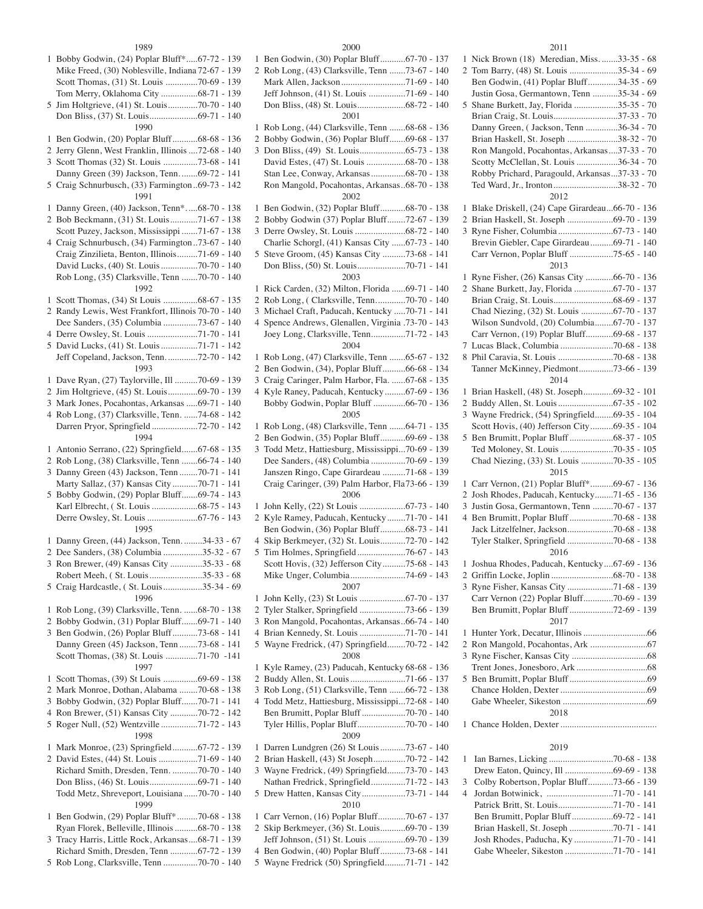### 1989

1 Bobby Godwin, (24) Poplar Bluff*......67-72 - 139
Mike Freed, (30) Noblesville, Indiana 72-67 - 139
Scott Thomas, (31) St. Louis ..............70-69 - 139
Tom Merry, Oklahoma City ................68-71 - 139
5 Jim Holtgrieve, (41) St. Louis.............70-70 - 140
Don Bliss, (37) St. Louis.....................69-71 - 140

### 1990

1 Ben Godwin, (20) Poplar Bluff...........68-68 - 136
2 Jerry Glenn, West Franklin, Illinois ....72-68 - 140
3 Scott Thomas (32) St. Louis ...............73-68 - 141
Danny Green (39) Jackson, Tenn.........69-72 - 141
5 Craig Schnurbusch, (33) Farmington ..69-73 - 142

### 1991

1 Danny Green, (40) Jackson, Tenn*......68-70 - 138
2 Bob Beckmann, (31) St. Louis............71-67 - 138
Scott Puzey, Jackson, Mississippi .......71-67 - 138
4 Craig Schnurbusch, (34) Farmington ..73-67 - 140
Craig Zinzilieta, Benton, Illinois.........71-69 - 140
David Lucks, (40) St. Louis ................70-70 - 140
Rob Long, (35) Clarksville, Tenn .......70-70 - 140

### 1992

1 Scott Thomas, (34) St Louis ...............68-67 - 135
2 Randy Lewis, West Frankfort, Illinois 70-70 - 140
Dee Sanders, (35) Columbia ...............73-67 - 140
4 Derre Owsley, St. Louis ......................71-70 - 141
5 David Lucks, (41) St. Louis ................71-71 - 142
Jeff Copeland, Jackson, Tenn..............72-70 - 142

### 1993

1 Dave Ryan, (27) Taylorville, Ill ..........70-69 - 139
2 Jim Holtgrieve, (45) St. Louis.............69-70 - 139
3 Mark Jones, Pocahontas, Arkansas .....69-71 - 140
4 Rob Long, (37) Clarksville, Tenn. ......74-68 - 142
Darren Pryor, Springfield ....................72-70 - 142

### 1994

1 Antonio Serrano, (22) Springfield.......67-68 - 135
2 Rob Long, (38) Clarksville, Tenn .......66-74 - 140
3 Danny Green (43) Jackson, Tenn ........70-71 - 141
Marty Sallaz, (37) Kansas City ...........70-71 - 141
5 Bobby Godwin, (29) Poplar Bluff.......69-74 - 143
Karl Elbrecht, ( St. Louis ....................68-75 - 143
Derre Owsley, St. Louis ......................67-76 - 143

### 1995

1 Danny Green, (44) Jackson, Tenn. ........34-33 - 67
2 Dee Sanders, (38) Columbia .................35-32 - 67
3 Ron Brewer, (49) Kansas City ..............35-33 - 68
Robert Meeh, ( St. Louis .......................35-33 - 68
5 Craig Hardcastle, ( St. Louis .................35-34 - 69

### 1996

1 Rob Long, (39) Clarksville, Tenn. .......68-70 - 138
2 Bobby Godwin, (31) Poplar Bluff.......69-71 - 140
3 Ben Godwin, (26) Poplar Bluff...........73-68 - 141
Danny Green (45) Jackson, Tenn ........73-68 - 141
Scott Thomas, (38) St. Louis .............71-70 -141

### 1997

1 Scott Thomas, (39) St Louis ...............69-69 - 138
2 Mark Monroe, Dothan, Alabama ........70-68 - 138
3 Bobby Godwin, (32) Poplar Bluff.......70-71 - 141
4 Ron Brewer, (51) Kansas City ............70-72 - 142
5 Roger Null, (52) Wentzville ................71-72 - 143

### 1998

1 Mark Monroe, (23) Springfield...........67-72 - 139
2 David Estes, (44) St. Louis .................71-69 - 140
Richard Smith, Dresden, Tenn. ...........70-70 - 140
Don Bliss, (46) St. Louis.....................69-71 - 140
Todd Metz, Shreveport, Louisiana ......70-70 - 140

### 1999

1 Ben Godwin, (29) Poplar Bluff* .........70-68 - 138
Ryan Florek, Belleville, Illinois ..........68-70 - 138
3 Tracy Harris, Little Rock, Arkansas....68-71 - 139
Richard Smith, Dresden, Tenn ............67-72 - 139
5 Rob Long, Clarksville, Tenn ...............70-70 - 140

### 2000

1 Ben Godwin, (30) Poplar Bluff...........67-70 - 137
2 Rob Long, (43) Clarksville, Tenn .......73-67 - 140
Mark Allen, Jackson ............................71-69 - 140
Jeff Johnson, (41) St. Louis ................71-69 - 140
Don Bliss, (48) St. Louis.....................68-72 - 140

### 2001

1 Rob Long, (44) Clarksville, Tenn .......68-68 - 136
2 Bobby Godwin, (36) Poplar Bluff.......69-68 - 137
3 Don Bliss, (49) St. Louis....................65-73 - 138
David Estes, (47) St. Louis .................68-70 - 138
Stan Lee, Conway, Arkansas ...............68-70 - 138
Ron Mangold, Pocahontas, Arkansas..68-70 - 138

### 2002

1 Ben Godwin, (32) Poplar Bluff...........68-70 - 138
2 Bobby Godwin (37) Poplar Bluff........72-67 - 139
3 Derre Owsley, St. Louis ......................68-72 - 140
Charlie Schorgl, (41) Kansas City ......67-73 - 140
5 Steve Groom, (45) Kansas City ..........73-68 - 141
Don Bliss, (50) St. Louis.....................70-71 - 141

### 2003

1 Rick Carden, (32) Milton, Florida ......69-71 - 140
2 Rob Long, ( Clarksville, Tenn.............70-70 - 140
3 Michael Craft, Paducah, Kentucky .....70-71 - 141
4 Spence Andrews, Glenallen, Virginia .73-70 - 143
Joey Long, Clarksville, Tenn...............71-72 - 143

### 2004

1 Rob Long, (47) Clarksville, Tenn .......65-67 - 132
2 Ben Godwin, (34), Poplar Bluff..........66-68 - 134
3 Craig Caringer, Palm Harbor, Fla. ......67-68 - 135
4 Kyle Raney, Paducah, Kentucky .........67-69 - 136
Bobby Godwin, Poplar Bluff ..............66-70 - 136

### 2005

1 Rob Long, (48) Clarksville, Tenn .......64-71 - 135
2 Ben Godwin, (35) Poplar Bluff...........69-69 - 138
3 Todd Metz, Hattiesburg, Mississippi...70-69 - 139
Dee Sanders, (48) Columbia ...............70-69 - 139
Janszen Ringo, Cape Girardeau ..........71-68 - 139
Craig Caringer, (39) Palm Harbor, Fla73-66 - 139

### 2006

1 John Kelly, (22) St Louis ....................67-73 - 140
2 Kyle Ramey, Paducah, Kentucky ........71-70 - 141
Ben Godwin, (36) Poplar Bluff...........68-73 - 141
4 Skip Berkmeyer, (32) St. Louis...........72-70 - 142
5 Tim Holmes, Springfield .....................76-67 - 143
Scott Hovis, (32) Jefferson City..........75-68 - 143
Mike Unger, Columbia........................74-69 - 143

### 2007

1 John Kelly, (23) St Louis ....................67-70 - 137
2 Tyler Stalker, Springfield ....................73-66 - 139
3 Ron Mangold, Pocahontas, Arkansas..66-74 - 140
4 Brian Kennedy, St. Louis ....................71-70 - 141
5 Wayne Fredrick, (47) Springfield........70-72 - 142

### 2008

1 Kyle Ramey, (23) Paducah, Kentucky 68-68 - 136
2 Buddy Allen, St. Louis ........................71-66 - 137
3 Rob Long, (51) Clarksville, Tenn .......66-72 - 138
4 Todd Metz, Hattiesburg, Mississippi...72-68 - 140
Ben Brumitt, Poplar Bluff ...................70-70 - 140
Tyler Hillis, Poplar Bluff.....................70-70 - 140

### 2009

1 Darren Lundgren (26) St Louis ...........73-67 - 140
2 Brian Haskell, (43) St Joseph..............70-72 - 142
3 Wayne Fredrick, (49) Springfield........73-70 - 143
Nathan Fredrick, Springfield...............71-72 - 143
5 Drew Hatten, Kansas City ...................73-71 - 144

### 2010

1 Carr Vernon, (16) Poplar Bluff............70-67 - 137
2 Skip Berkmeyer, (36) St. Louis...........69-70 - 139
Jeff Johnson, (51) St. Louis ................69-70 - 139
4 Ben Godwin, (40) Poplar Bluff...........73-68 - 141
5 Wayne Fredrick (50) Springfield.........71-71 - 142

### 2011

1 Nick Brown (18) Meredian, Miss. ........33-35 - 68
2 Tom Barry, (48) St. Louis .....................35-34 - 69
Ben Godwin, (41) Poplar Bluff.............34-35 - 69
Justin Gosa, Germantown, Tenn ...........35-34 - 69
5 Shane Burkett, Jay, Florida ...................35-35 - 70
Brian Craig, St. Louis............................37-33 - 70
Danny Green, ( Jackson, Tenn ..............36-34 - 70
Brian Haskell, St. Joseph ......................38-32 - 70
Ron Mangold, Pocahontas, Arkansas....37-33 - 70
Scotty McClellan, St. Louis ..................36-34 - 70
Robby Prichard, Paragould, Arkansas...37-33 - 70
Ted Ward, Jr., Ironton ............................38-32 - 70

### 2012

1 Blake Driskell, (24) Cape Girardeau...66-70 - 136
2 Brian Haskell, St. Joseph ....................69-70 - 139
3 Ryne Fisher, Columbia ........................67-73 - 140
Brevin Giebler, Cape Girardeau..........69-71 - 140
Carr Vernon, Poplar Bluff ...................75-65 - 140

### 2013

1 Ryne Fisher, (26) Kansas City ............66-70 - 136
2 Shane Burkett, Jay, Florida .................67-70 - 137
Brian Craig, St. Louis..........................68-69 - 137
Chad Niezing, (32) St. Louis ..............67-70 - 137
Wilson Sundvold, (20) Columbia........67-70 - 137
Carr Vernon, (19) Poplar Bluff............69-68 - 137
7 Lucas Black, Columbia .......................70-68 - 138
8 Phil Caravia, St. Louis ........................70-68 - 138
Tanner McKinney, Piedmont...............73-66 - 139

### 2014

1 Brian Haskell, (48) St. Joseph.............69-32 - 101
2 Buddy Allen, St. Louis ........................67-35 - 102
3 Wayne Fredrick, (54) Springfield........69-35 - 104
Scott Hovis, (40) Jefferson City..........69-35 - 104
5 Ben Brumitt, Poplar Bluff ...................68-37 - 105
Ted Moloney, St. Louis .......................70-35 - 105
Chad Niezing, (33) St. Louis .............70-35 - 105

### 2015

1 Carr Vernon, (21) Poplar Bluff*..........69-67 - 136
2 Josh Rhodes, Paducah, Kentucky........71-65 - 136
3 Justin Gosa, Germantown, Tenn .........70-67 - 137
4 Ben Brumitt, Poplar Bluff ...................70-68 - 138
Jack Litzelfelner, Jackson....................70-68 - 138
Tyler Stalker, Springfield ....................70-68 - 138

### 2016

1 Joshua Rhodes, Paducah, Kentucky....67-69 - 136
2 Griffin Locke, Joplin ...........................68-70 - 138
3 Ryne Fisher, Kansas City ....................71-68 - 139
Carr Vernon (22) Poplar Bluff.............70-69 - 139
Ben Brumitt, Poplar Bluff ...................72-69 - 139

### 2017

1 Hunter York, Decatur, Illinois ............................66
2 Ron Mangold, Pocahontas, Ark .........................67
3 Ryne Fischer, Kansas City .................................68
Trent Jones, Jonesboro, Ark ...............................68
5 Ben Brumitt, Poplar Bluff ..................................69
Chance Holden, Dexter ......................................69
Gabe Wheeler, Sikeston .....................................69

### 2018

1 Chance Holden, Dexter ..........................................

### 2019

1 Ian Barnes, Licking ............................70-68 - 138
Drew Eaton, Quincy, Ill .....................69-69 - 138
3 Colby Robertson, Poplar Bluff...........73-66 - 139
4 Jordan Botwinick, .............................71-70 - 141
Patrick Britt, St. Louis........................71-70 - 141
Ben Brumitt, Poplar Bluff ..................69-72 - 141
Brian Haskell, St. Joseph ...................70-71 - 141
Josh Rhodes, Paducha, Ky .................71-70 - 141
Gabe Wheeler, Sikeston .....................71-70 - 141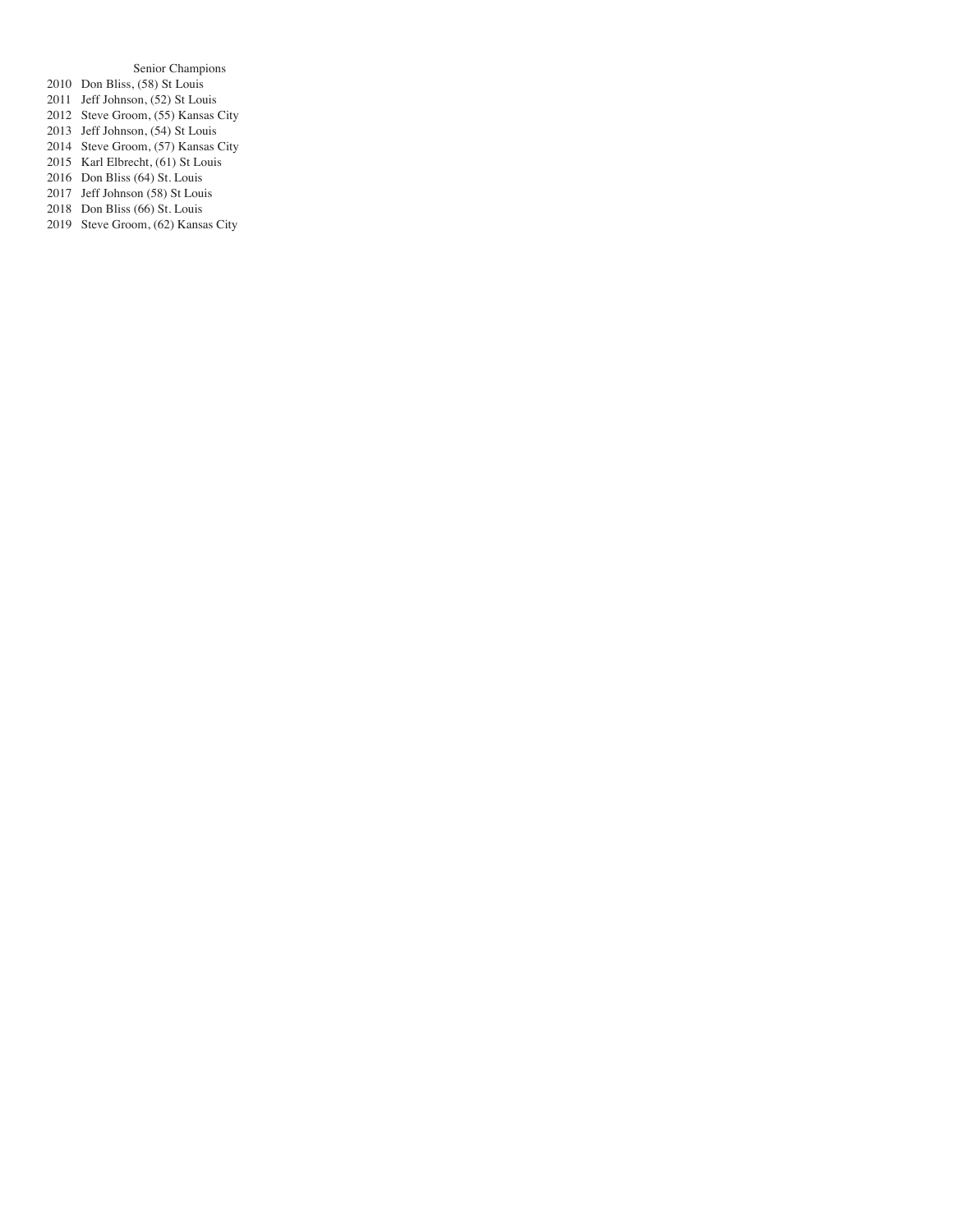Senior Champions

2010 Don Bliss, (58) St Louis
2011 Jeff Johnson, (52) St Louis
2012 Steve Groom, (55) Kansas City
2013 Jeff Johnson, (54) St Louis
2014 Steve Groom, (57) Kansas City
2015 Karl Elbrecht, (61) St Louis
2016 Don Bliss (64) St. Louis
2017 Jeff Johnson (58) St Louis
2018 Don Bliss (66) St. Louis
2019 Steve Groom, (62) Kansas City